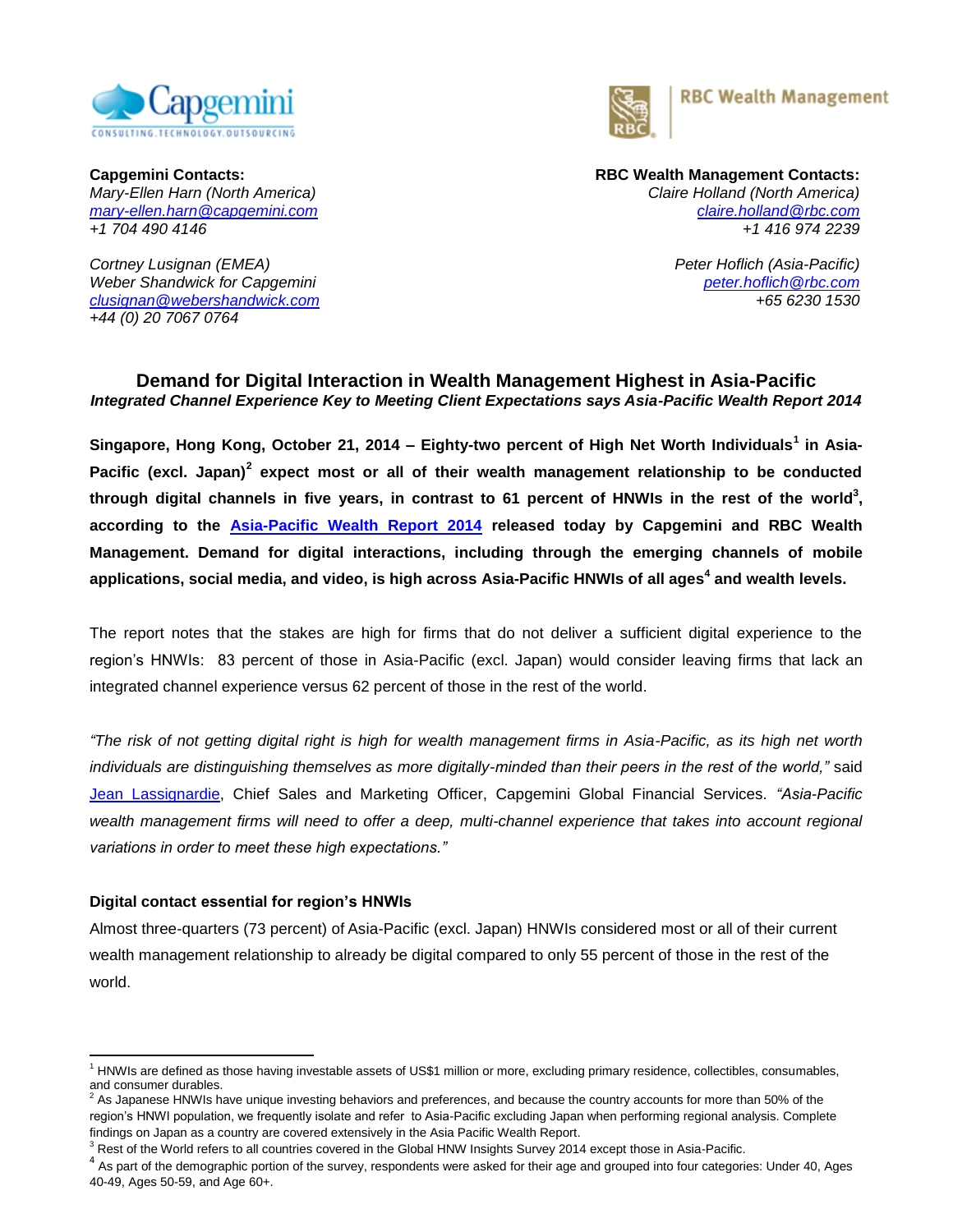**Capgemini Contacts:**
*Mary-Ellen Harn (North America)*
*mary-ellen.harn@capgemini.com*
*+1 704 490 4146*

*Cortney Lusignan (EMEA)*
*Weber Shandwick for Capgemini*
*clusignan@webershandwick.com*
*+44 (0) 20 7067 0764*

**RBC Wealth Management Contacts:**
*Claire Holland (North America)*
*claire.holland@rbc.com*
*+1 416 974 2239*

*Peter Hoflich (Asia-Pacific)*
*peter.hoflich@rbc.com*
*+65 6230 1530*

# Demand for Digital Interaction in Wealth Management Highest in Asia-Pacific

***Integrated Channel Experience Key to Meeting Client Expectations says Asia-Pacific Wealth Report 2014***

**Singapore, Hong Kong, October 21, 2014 – Eighty-two percent of High Net Worth Individuals[1] in Asia-Pacific (excl. Japan)[2] expect most or all of their wealth management relationship to be conducted through digital channels in five years, in contrast to 61 percent of HNWIs in the rest of the world[3], according to the Asia-Pacific Wealth Report 2014 released today by Capgemini and RBC Wealth Management. Demand for digital interactions, including through the emerging channels of mobile applications, social media, and video, is high across Asia-Pacific HNWIs of all ages[4] and wealth levels.**

The report notes that the stakes are high for firms that do not deliver a sufficient digital experience to the region's HNWIs: 83 percent of those in Asia-Pacific (excl. Japan) would consider leaving firms that lack an integrated channel experience versus 62 percent of those in the rest of the world.

*"The risk of not getting digital right is high for wealth management firms in Asia-Pacific, as its high net worth individuals are distinguishing themselves as more digitally-minded than their peers in the rest of the world,"* said Jean Lassignardie, Chief Sales and Marketing Officer, Capgemini Global Financial Services. *"Asia-Pacific wealth management firms will need to offer a deep, multi-channel experience that takes into account regional variations in order to meet these high expectations."*

**Digital contact essential for region's HNWIs**

Almost three-quarters (73 percent) of Asia-Pacific (excl. Japan) HNWIs considered most or all of their current wealth management relationship to already be digital compared to only 55 percent of those in the rest of the world.

---

[1] HNWIs are defined as those having investable assets of US$1 million or more, excluding primary residence, collectibles, consumables, and consumer durables.

[2] As Japanese HNWIs have unique investing behaviors and preferences, and because the country accounts for more than 50% of the region's HNWI population, we frequently isolate and refer to Asia-Pacific excluding Japan when performing regional analysis. Complete findings on Japan as a country are covered extensively in the Asia Pacific Wealth Report.

[3] Rest of the World refers to all countries covered in the Global HNW Insights Survey 2014 except those in Asia-Pacific.

[4] As part of the demographic portion of the survey, respondents were asked for their age and grouped into four categories: Under 40, Ages 40-49, Ages 50-59, and Age 60+.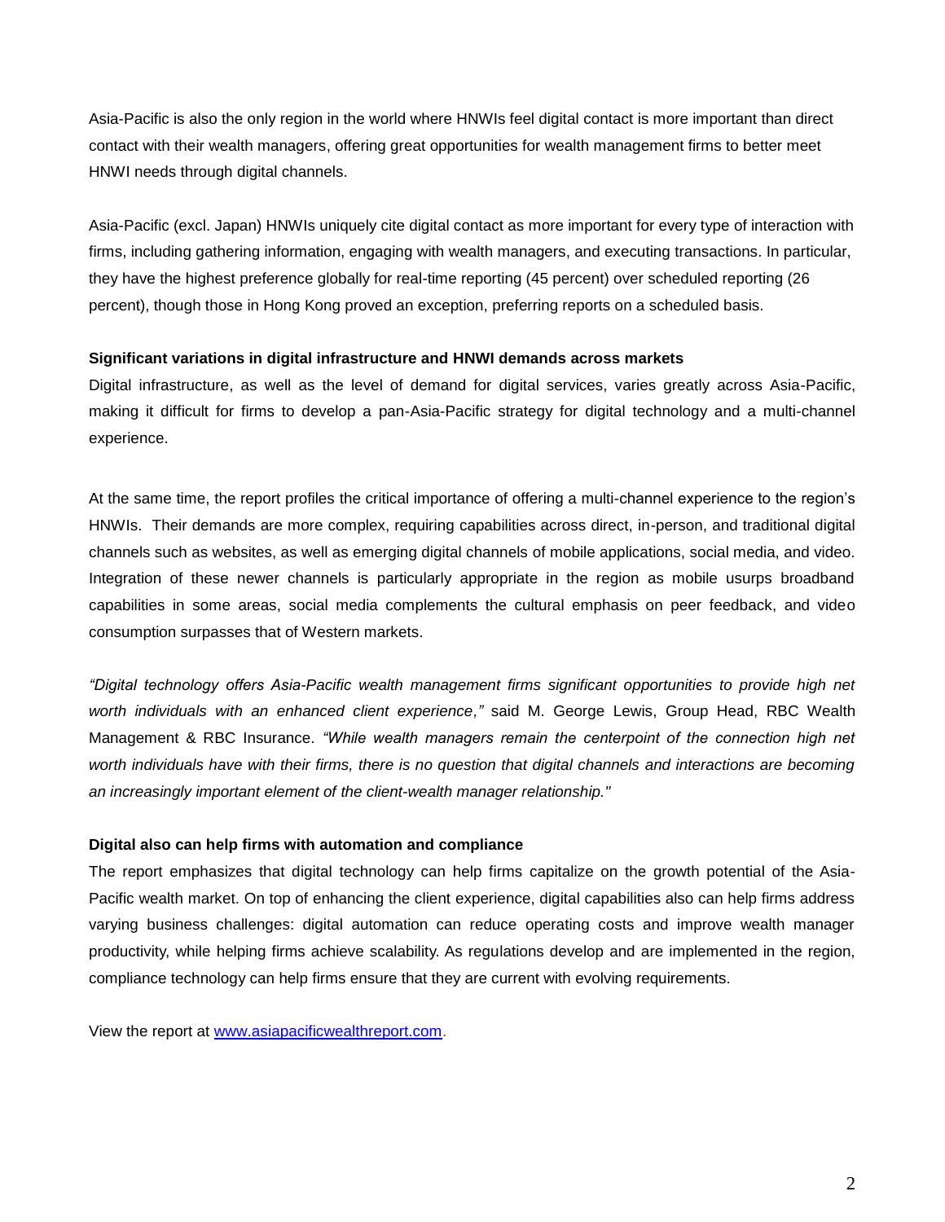Asia-Pacific is also the only region in the world where HNWIs feel digital contact is more important than direct contact with their wealth managers, offering great opportunities for wealth management firms to better meet HNWI needs through digital channels.

Asia-Pacific (excl. Japan) HNWIs uniquely cite digital contact as more important for every type of interaction with firms, including gathering information, engaging with wealth managers, and executing transactions. In particular, they have the highest preference globally for real-time reporting (45 percent) over scheduled reporting (26 percent), though those in Hong Kong proved an exception, preferring reports on a scheduled basis.

**Significant variations in digital infrastructure and HNWI demands across markets**

Digital infrastructure, as well as the level of demand for digital services, varies greatly across Asia-Pacific, making it difficult for firms to develop a pan-Asia-Pacific strategy for digital technology and a multi-channel experience.

At the same time, the report profiles the critical importance of offering a multi-channel experience to the region's HNWIs. Their demands are more complex, requiring capabilities across direct, in-person, and traditional digital channels such as websites, as well as emerging digital channels of mobile applications, social media, and video. Integration of these newer channels is particularly appropriate in the region as mobile usurps broadband capabilities in some areas, social media complements the cultural emphasis on peer feedback, and video consumption surpasses that of Western markets.

*"Digital technology offers Asia-Pacific wealth management firms significant opportunities to provide high net worth individuals with an enhanced client experience,"* said M. George Lewis, Group Head, RBC Wealth Management & RBC Insurance. *"While wealth managers remain the centerpoint of the connection high net worth individuals have with their firms, there is no question that digital channels and interactions are becoming an increasingly important element of the client-wealth manager relationship."*

**Digital also can help firms with automation and compliance**

The report emphasizes that digital technology can help firms capitalize on the growth potential of the Asia-Pacific wealth market. On top of enhancing the client experience, digital capabilities also can help firms address varying business challenges: digital automation can reduce operating costs and improve wealth manager productivity, while helping firms achieve scalability. As regulations develop and are implemented in the region, compliance technology can help firms ensure that they are current with evolving requirements.

View the report at [www.asiapacificwealthreport.com](http://www.asiapacificwealthreport.com).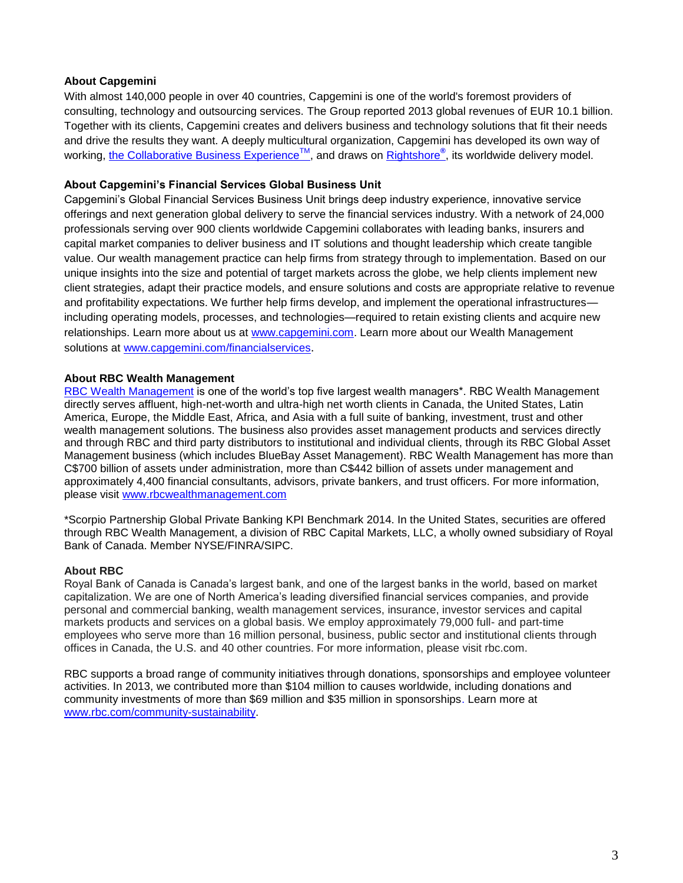**About Capgemini**

With almost 140,000 people in over 40 countries, Capgemini is one of the world's foremost providers of consulting, technology and outsourcing services. The Group reported 2013 global revenues of EUR 10.1 billion. Together with its clients, Capgemini creates and delivers business and technology solutions that fit their needs and drive the results they want. A deeply multicultural organization, Capgemini has developed its own way of working, the Collaborative Business Experience™, and draws on Rightshore®, its worldwide delivery model.

**About Capgemini's Financial Services Global Business Unit**

Capgemini's Global Financial Services Business Unit brings deep industry experience, innovative service offerings and next generation global delivery to serve the financial services industry. With a network of 24,000 professionals serving over 900 clients worldwide Capgemini collaborates with leading banks, insurers and capital market companies to deliver business and IT solutions and thought leadership which create tangible value. Our wealth management practice can help firms from strategy through to implementation. Based on our unique insights into the size and potential of target markets across the globe, we help clients implement new client strategies, adapt their practice models, and ensure solutions and costs are appropriate relative to revenue and profitability expectations. We further help firms develop, and implement the operational infrastructures—including operating models, processes, and technologies—required to retain existing clients and acquire new relationships. Learn more about us at www.capgemini.com. Learn more about our Wealth Management solutions at www.capgemini.com/financialservices.

**About RBC Wealth Management**

RBC Wealth Management is one of the world's top five largest wealth managers*. RBC Wealth Management directly serves affluent, high-net-worth and ultra-high net worth clients in Canada, the United States, Latin America, Europe, the Middle East, Africa, and Asia with a full suite of banking, investment, trust and other wealth management solutions. The business also provides asset management products and services directly and through RBC and third party distributors to institutional and individual clients, through its RBC Global Asset Management business (which includes BlueBay Asset Management). RBC Wealth Management has more than C$700 billion of assets under administration, more than C$442 billion of assets under management and approximately 4,400 financial consultants, advisors, private bankers, and trust officers. For more information, please visit www.rbcwealthmanagement.com

*Scorpio Partnership Global Private Banking KPI Benchmark 2014. In the United States, securities are offered through RBC Wealth Management, a division of RBC Capital Markets, LLC, a wholly owned subsidiary of Royal Bank of Canada. Member NYSE/FINRA/SIPC.

**About RBC**

Royal Bank of Canada is Canada's largest bank, and one of the largest banks in the world, based on market capitalization. We are one of North America's leading diversified financial services companies, and provide personal and commercial banking, wealth management services, insurance, investor services and capital markets products and services on a global basis. We employ approximately 79,000 full- and part-time employees who serve more than 16 million personal, business, public sector and institutional clients through offices in Canada, the U.S. and 40 other countries. For more information, please visit rbc.com.

RBC supports a broad range of community initiatives through donations, sponsorships and employee volunteer activities. In 2013, we contributed more than $104 million to causes worldwide, including donations and community investments of more than $69 million and $35 million in sponsorships. Learn more at www.rbc.com/community-sustainability.